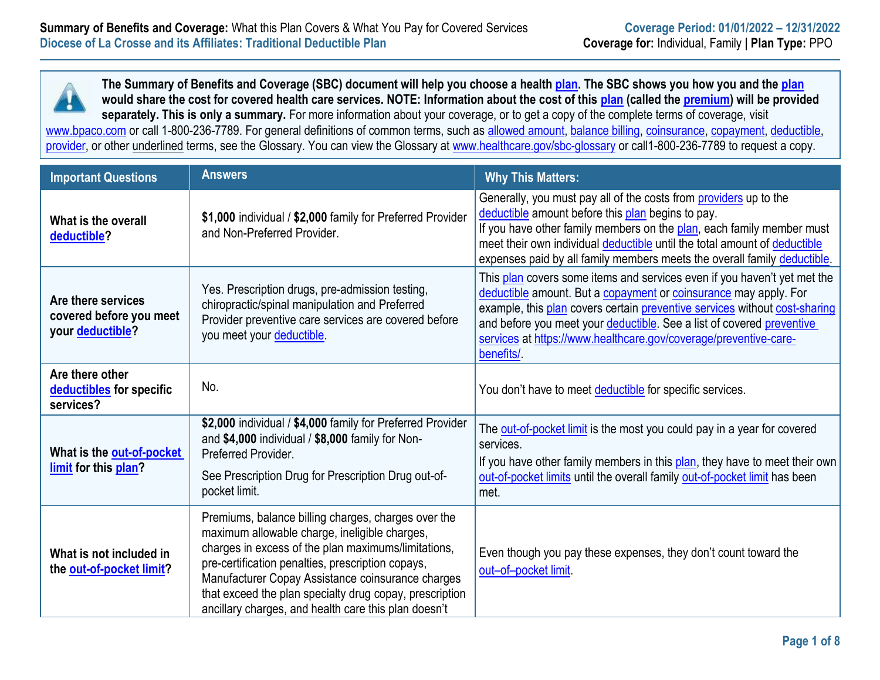**Summary of Benefits and Coverage:** What this Plan Covers & What You Pay for Covered Services
**Diocese of La Crosse and its Affiliates: Traditional Deductible Plan**

**Coverage Period: 01/01/2022 – 12/31/2022**
**Coverage for:** Individual, Family | **Plan Type:** PPO

**The Summary of Benefits and Coverage (SBC) document will help you choose a health plan. The SBC shows you how you and the plan would share the cost for covered health care services. NOTE: Information about the cost of this plan (called the premium) will be provided separately. This is only a summary.** For more information about your coverage, or to get a copy of the complete terms of coverage, visit www.bpaco.com or call 1-800-236-7789. For general definitions of common terms, such as allowed amount, balance billing, coinsurance, copayment, deductible, provider, or other underlined terms, see the Glossary. You can view the Glossary at www.healthcare.gov/sbc-glossary or call1-800-236-7789 to request a copy.

| Important Questions | Answers | Why This Matters: |
|---|---|---|
| **What is the overall deductible?** | **$1,000** individual / **$2,000** family for Preferred Provider and Non-Preferred Provider. | Generally, you must pay all of the costs from providers up to the deductible amount before this plan begins to pay. If you have other family members on the plan, each family member must meet their own individual deductible until the total amount of deductible expenses paid by all family members meets the overall family deductible. |
| **Are there services covered before you meet your deductible?** | Yes. Prescription drugs, pre-admission testing, chiropractic/spinal manipulation and Preferred Provider preventive care services are covered before you meet your deductible. | This plan covers some items and services even if you haven't yet met the deductible amount. But a copayment or coinsurance may apply. For example, this plan covers certain preventive services without cost-sharing and before you meet your deductible. See a list of covered preventive services at https://www.healthcare.gov/coverage/preventive-care-benefits/. |
| **Are there other deductibles for specific services?** | No. | You don't have to meet deductible for specific services. |
| **What is the out-of-pocket limit for this plan?** | **$2,000** individual / **$4,000** family for Preferred Provider and **$4,000** individual / **$8,000** family for Non-Preferred Provider.<br><br>See Prescription Drug for Prescription Drug out-of-pocket limit. | The out-of-pocket limit is the most you could pay in a year for covered services.<br>If you have other family members in this plan, they have to meet their own out-of-pocket limits until the overall family out-of-pocket limit has been met. |
| **What is not included in the out-of-pocket limit?** | Premiums, balance billing charges, charges over the maximum allowable charge, ineligible charges, charges in excess of the plan maximums/limitations, pre-certification penalties, prescription copays, Manufacturer Copay Assistance coinsurance charges that exceed the plan specialty drug copay, prescription ancillary charges, and health care this plan doesn't | Even though you pay these expenses, they don't count toward the out–of–pocket limit. |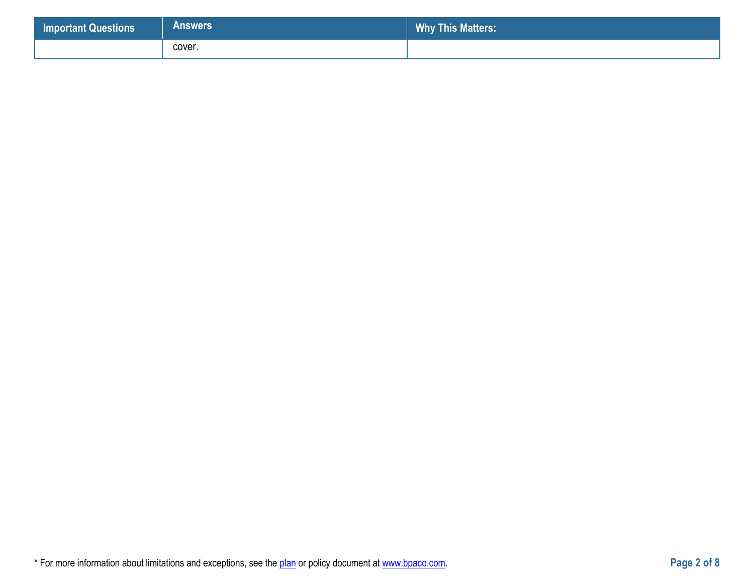| Important Questions | Answers | Why This Matters: |
|---|---|---|
| | cover. | |

* For more information about limitations and exceptions, see the plan or policy document at www.bpaco.com.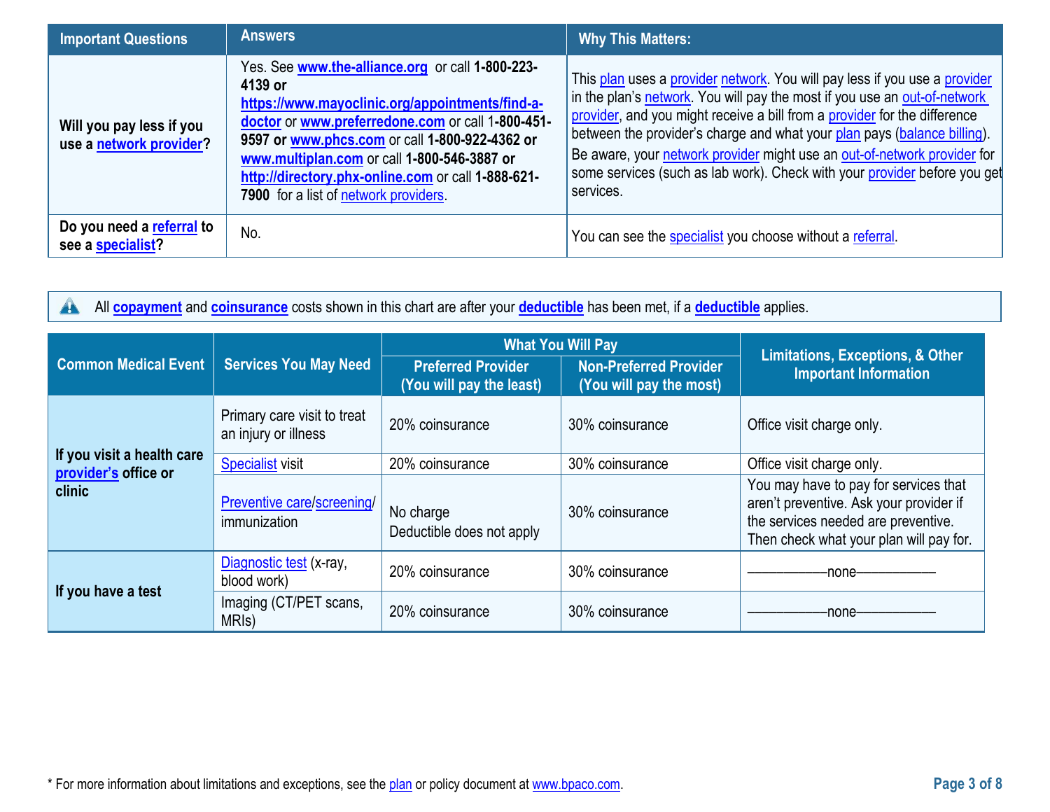| Important Questions | Answers | Why This Matters: |
|---|---|---|
| Will you pay less if you use a network provider? | Yes. See **www.the-alliance.org** or call **1-800-223-4139 or https://www.mayoclinic.org/appointments/find-a-doctor** or **www.preferredone.com** or call **1-800-451-9597 or www.phcs.com** or call **1-800-922-4362 or www.multiplan.com** or call **1-800-546-3887 or http://directory.phx-online.com** or call **1-888-621-7900** for a list of network providers. | This plan uses a provider network. You will pay less if you use a provider in the plan's network. You will pay the most if you use an out-of-network provider, and you might receive a bill from a provider for the difference between the provider's charge and what your plan pays (balance billing). Be aware, your network provider might use an out-of-network provider for some services (such as lab work). Check with your provider before you get services. |
| Do you need a referral to see a specialist? | No. | You can see the specialist you choose without a referral. |

All **copayment** and **coinsurance** costs shown in this chart are after your **deductible** has been met, if a **deductible** applies.

| Common Medical Event | Services You May Need | What You Will Pay | | Limitations, Exceptions, & Other Important Information |
|---|---|---|---|---|
| | | Preferred Provider (You will pay the least) | Non-Preferred Provider (You will pay the most) | |
| If you visit a health care provider's office or clinic | Primary care visit to treat an injury or illness | 20% coinsurance | 30% coinsurance | Office visit charge only. |
| | Specialist visit | 20% coinsurance | 30% coinsurance | Office visit charge only. |
| | Preventive care/screening/ immunization | No charge Deductible does not apply | 30% coinsurance | You may have to pay for services that aren't preventive. Ask your provider if the services needed are preventive. Then check what your plan will pay for. |
| If you have a test | Diagnostic test (x-ray, blood work) | 20% coinsurance | 30% coinsurance | ––––––––––none–––––––––– |
| | Imaging (CT/PET scans, MRIs) | 20% coinsurance | 30% coinsurance | ––––––––––none–––––––––– |

* For more information about limitations and exceptions, see the plan or policy document at www.bpaco.com.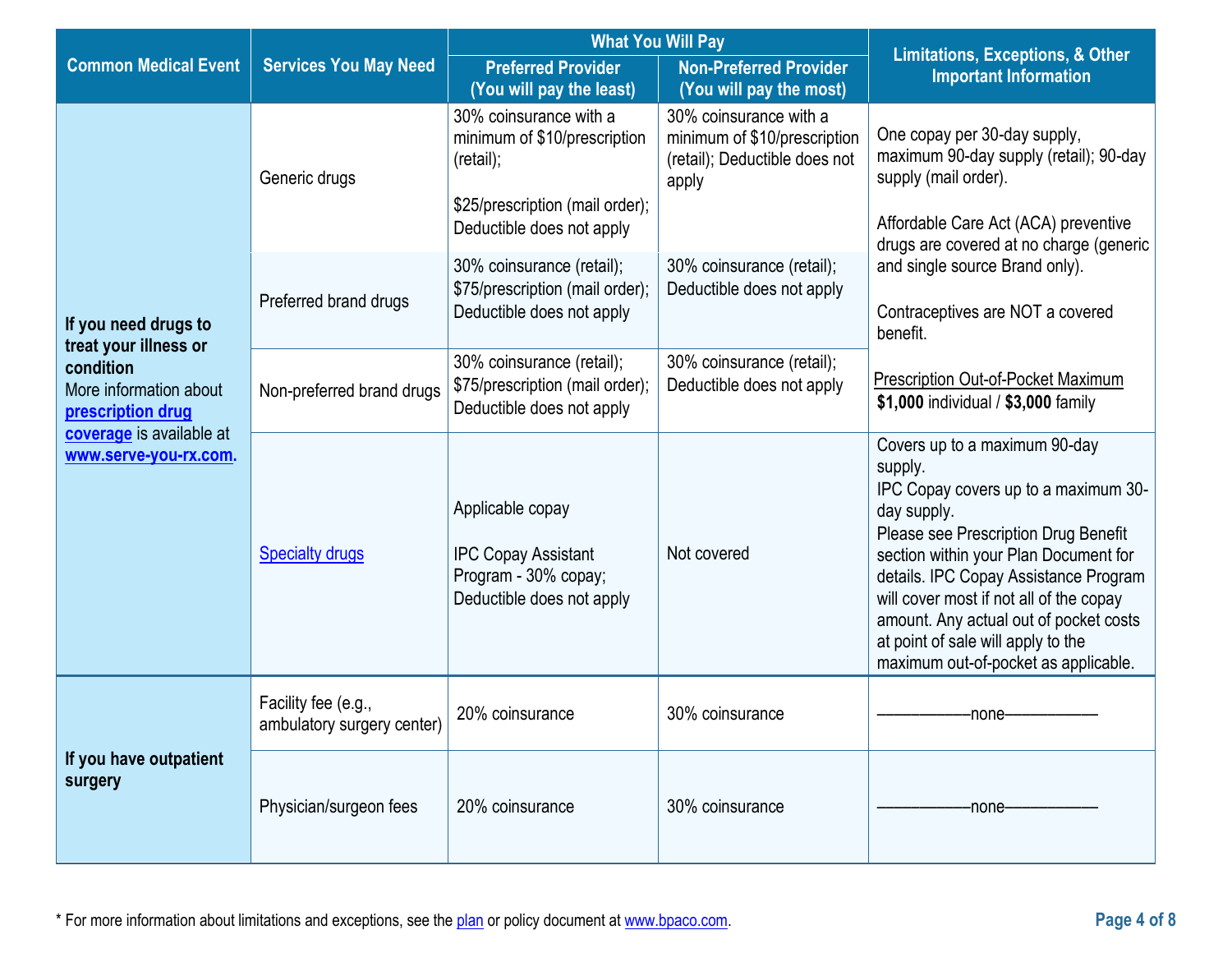| Common Medical Event | Services You May Need | What You Will Pay | | Limitations, Exceptions, & Other Important Information |
|---|---|---|---|---|
| | | Preferred Provider (You will pay the least) | Non-Preferred Provider (You will pay the most) | |
| **If you need drugs to treat your illness or condition** More information about **prescription drug coverage** is available at **www.serve-you-rx.com.** | Generic drugs | 30% coinsurance with a minimum of $10/prescription (retail); $25/prescription (mail order); Deductible does not apply | 30% coinsurance with a minimum of $10/prescription (retail); Deductible does not apply | One copay per 30-day supply, maximum 90-day supply (retail); 90-day supply (mail order). Affordable Care Act (ACA) preventive drugs are covered at no charge (generic and single source Brand only). Contraceptives are NOT a covered benefit. Prescription Out-of-Pocket Maximum **$1,000** individual / **$3,000** family |
| | Preferred brand drugs | 30% coinsurance (retail); $75/prescription (mail order); Deductible does not apply | 30% coinsurance (retail); Deductible does not apply | |
| | Non-preferred brand drugs | 30% coinsurance (retail); $75/prescription (mail order); Deductible does not apply | 30% coinsurance (retail); Deductible does not apply | |
| | Specialty drugs | Applicable copay IPC Copay Assistant Program - 30% copay; Deductible does not apply | Not covered | Covers up to a maximum 90-day supply. IPC Copay covers up to a maximum 30-day supply. Please see Prescription Drug Benefit section within your Plan Document for details. IPC Copay Assistance Program will cover most if not all of the copay amount. Any actual out of pocket costs at point of sale will apply to the maximum out-of-pocket as applicable. |
| **If you have outpatient surgery** | Facility fee (e.g., ambulatory surgery center) | 20% coinsurance | 30% coinsurance | ——————none—————— |
| | Physician/surgeon fees | 20% coinsurance | 30% coinsurance | ——————none—————— |

* For more information about limitations and exceptions, see the plan or policy document at www.bpaco.com.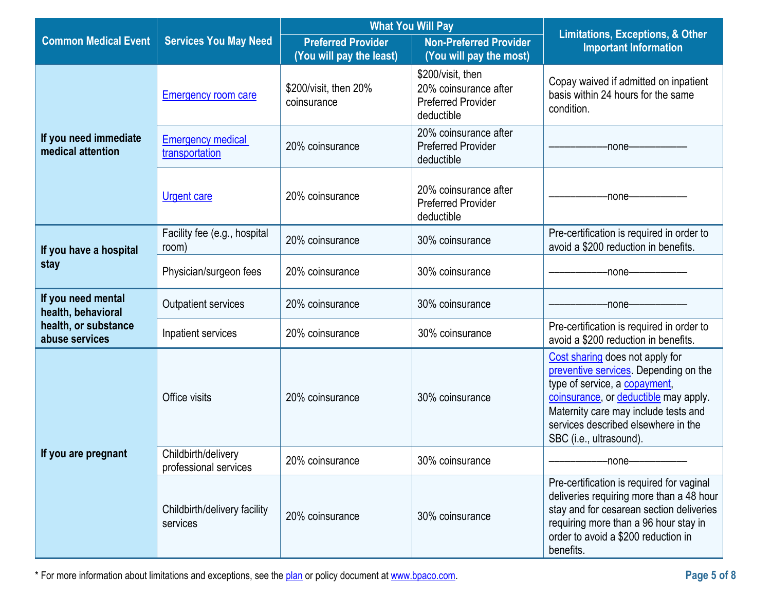| Common Medical Event | Services You May Need | What You Will Pay | | Limitations, Exceptions, & Other Important Information |
|---|---|---|---|---|
| | | Preferred Provider (You will pay the least) | Non-Preferred Provider (You will pay the most) | |
| If you need immediate medical attention | Emergency room care | $200/visit, then 20% coinsurance | $200/visit, then 20% coinsurance after Preferred Provider deductible | Copay waived if admitted on inpatient basis within 24 hours for the same condition. |
| | Emergency medical transportation | 20% coinsurance | 20% coinsurance after Preferred Provider deductible | ——————none—————— |
| | Urgent care | 20% coinsurance | 20% coinsurance after Preferred Provider deductible | ——————none—————— |
| If you have a hospital stay | Facility fee (e.g., hospital room) | 20% coinsurance | 30% coinsurance | Pre-certification is required in order to avoid a $200 reduction in benefits. |
| | Physician/surgeon fees | 20% coinsurance | 30% coinsurance | ——————none—————— |
| If you need mental health, behavioral health, or substance abuse services | Outpatient services | 20% coinsurance | 30% coinsurance | ——————none—————— |
| | Inpatient services | 20% coinsurance | 30% coinsurance | Pre-certification is required in order to avoid a $200 reduction in benefits. |
| If you are pregnant | Office visits | 20% coinsurance | 30% coinsurance | Cost sharing does not apply for preventive services. Depending on the type of service, a copayment, coinsurance, or deductible may apply. Maternity care may include tests and services described elsewhere in the SBC (i.e., ultrasound). |
| | Childbirth/delivery professional services | 20% coinsurance | 30% coinsurance | ——————none—————— |
| | Childbirth/delivery facility services | 20% coinsurance | 30% coinsurance | Pre-certification is required for vaginal deliveries requiring more than a 48 hour stay and for cesarean section deliveries requiring more than a 96 hour stay in order to avoid a $200 reduction in benefits. |

* For more information about limitations and exceptions, see the plan or policy document at www.bpaco.com.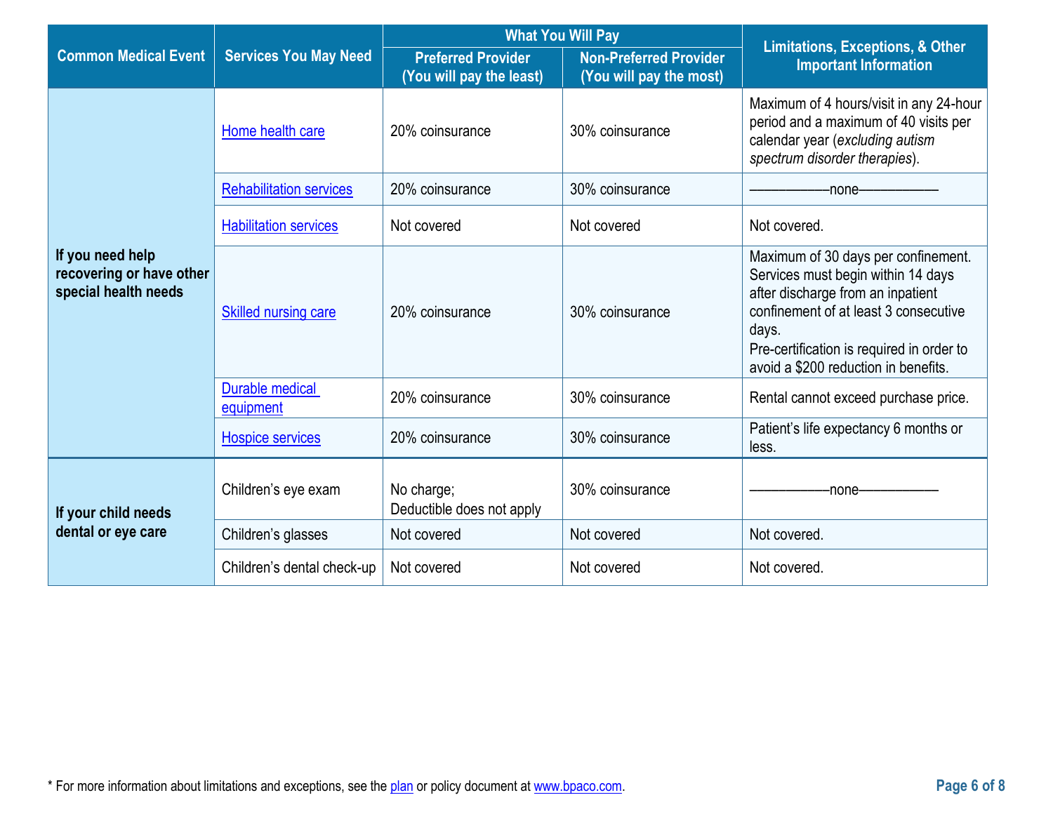| Common Medical Event | Services You May Need | What You Will Pay | | Limitations, Exceptions, & Other Important Information |
|---|---|---|---|---|
| | | Preferred Provider (You will pay the least) | Non-Preferred Provider (You will pay the most) | |
| If you need help recovering or have other special health needs | Home health care | 20% coinsurance | 30% coinsurance | Maximum of 4 hours/visit in any 24-hour period and a maximum of 40 visits per calendar year (*excluding autism spectrum disorder therapies*). |
| | Rehabilitation services | 20% coinsurance | 30% coinsurance | ––––––––––none–––––––––– |
| | Habilitation services | Not covered | Not covered | Not covered. |
| | Skilled nursing care | 20% coinsurance | 30% coinsurance | Maximum of 30 days per confinement. Services must begin within 14 days after discharge from an inpatient confinement of at least 3 consecutive days. Pre-certification is required in order to avoid a $200 reduction in benefits. |
| | Durable medical equipment | 20% coinsurance | 30% coinsurance | Rental cannot exceed purchase price. |
| | Hospice services | 20% coinsurance | 30% coinsurance | Patient's life expectancy 6 months or less. |
| If your child needs dental or eye care | Children's eye exam | No charge; Deductible does not apply | 30% coinsurance | ––––––––––none–––––––––– |
| | Children's glasses | Not covered | Not covered | Not covered. |
| | Children's dental check-up | Not covered | Not covered | Not covered. |

* For more information about limitations and exceptions, see the plan or policy document at www.bpaco.com.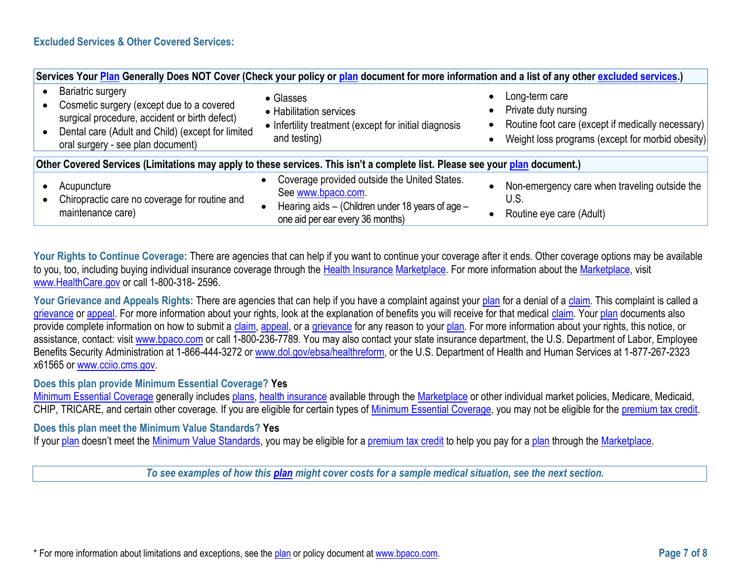## Excluded Services & Other Covered Services:

**Services Your Plan Generally Does NOT Cover (Check your policy or plan document for more information and a list of any other excluded services.)**

- Bariatric surgery
- Cosmetic surgery (except due to a covered surgical procedure, accident or birth defect)
- Dental care (Adult and Child) (except for limited oral surgery - see plan document)
- Glasses
- Habilitation services
- Infertility treatment (except for initial diagnosis and testing)
- Long-term care
- Private duty nursing
- Routine foot care (except if medically necessary)
- Weight loss programs (except for morbid obesity)

**Other Covered Services (Limitations may apply to these services. This isn't a complete list. Please see your plan document.)**

- Acupuncture
- Chiropractic care no coverage for routine and maintenance care)
- Coverage provided outside the United States. See www.bpaco.com.
- Hearing aids – (Children under 18 years of age – one aid per ear every 36 months)
- Non-emergency care when traveling outside the U.S.
- Routine eye care (Adult)

**Your Rights to Continue Coverage:** There are agencies that can help if you want to continue your coverage after it ends. Other coverage options may be available to you, too, including buying individual insurance coverage through the Health Insurance Marketplace. For more information about the Marketplace, visit www.HealthCare.gov or call 1-800-318- 2596.

**Your Grievance and Appeals Rights:** There are agencies that can help if you have a complaint against your plan for a denial of a claim. This complaint is called a grievance or appeal. For more information about your rights, look at the explanation of benefits you will receive for that medical claim. Your plan documents also provide complete information on how to submit a claim, appeal, or a grievance for any reason to your plan. For more information about your rights, this notice, or assistance, contact: visit www.bpaco.com or call 1-800-236-7789. You may also contact your state insurance department, the U.S. Department of Labor, Employee Benefits Security Administration at 1-866-444-3272 or www.dol.gov/ebsa/healthreform, or the U.S. Department of Health and Human Services at 1-877-267-2323 x61565 or www.cciio.cms.gov.

**Does this plan provide Minimum Essential Coverage? Yes**

Minimum Essential Coverage generally includes plans, health insurance available through the Marketplace or other individual market policies, Medicare, Medicaid, CHIP, TRICARE, and certain other coverage. If you are eligible for certain types of Minimum Essential Coverage, you may not be eligible for the premium tax credit.

**Does this plan meet the Minimum Value Standards? Yes**

If your plan doesn't meet the Minimum Value Standards, you may be eligible for a premium tax credit to help you pay for a plan through the Marketplace.

***To see examples of how this plan might cover costs for a sample medical situation, see the next section.***

* For more information about limitations and exceptions, see the plan or policy document at www.bpaco.com.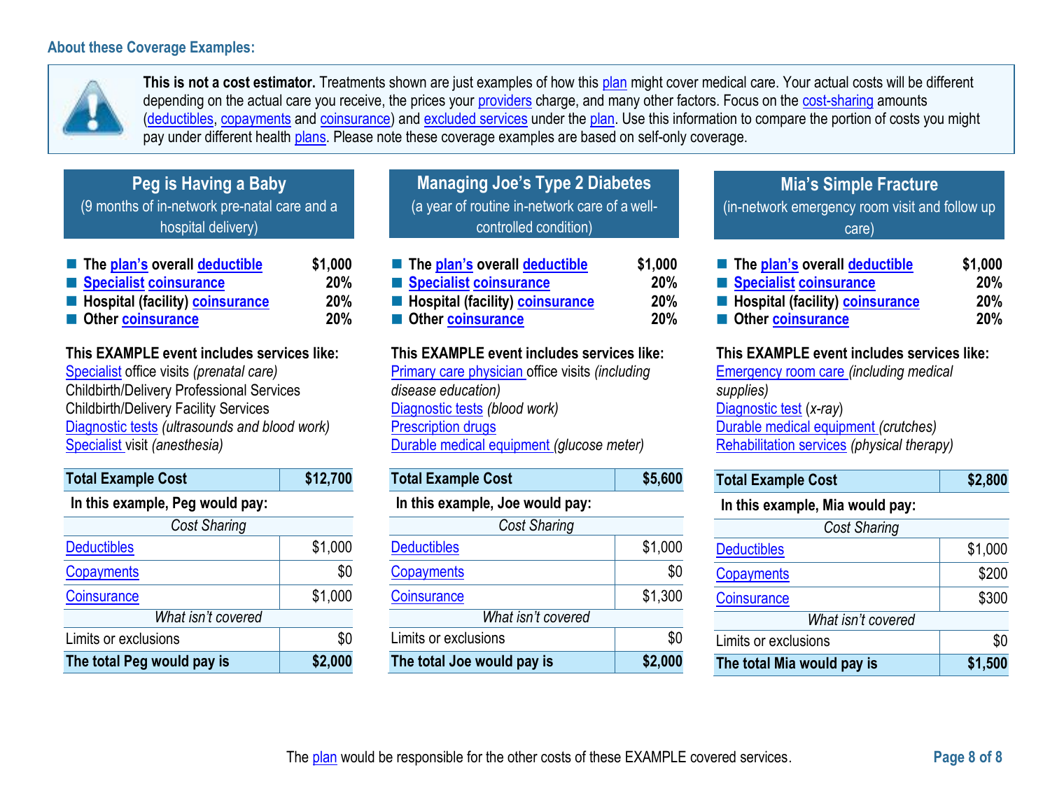### About these Coverage Examples:

**This is not a cost estimator.** Treatments shown are just examples of how this plan might cover medical care. Your actual costs will be different depending on the actual care you receive, the prices your providers charge, and many other factors. Focus on the cost-sharing amounts (deductibles, copayments and coinsurance) and excluded services under the plan. Use this information to compare the portion of costs you might pay under different health plans. Please note these coverage examples are based on self-only coverage.

## Peg is Having a Baby

(9 months of in-network pre-natal care and a hospital delivery)

| | |
|---|---|
| **The plan's overall deductible** | **$1,000** |
| **Specialist coinsurance** | **20%** |
| **Hospital (facility) coinsurance** | **20%** |
| **Other coinsurance** | **20%** |

**This EXAMPLE event includes services like:**

Specialist office visits *(prenatal care)*
Childbirth/Delivery Professional Services
Childbirth/Delivery Facility Services
Diagnostic tests *(ultrasounds and blood work)*
Specialist visit *(anesthesia)*

| **Total Example Cost** | **$12,700** |
|---|---|
| **In this example, Peg would pay:** | |
| *Cost Sharing* | |
| Deductibles | $1,000 |
| Copayments | $0 |
| Coinsurance | $1,000 |
| *What isn't covered* | |
| Limits or exclusions | $0 |
| **The total Peg would pay is** | **$2,000** |

## Managing Joe's Type 2 Diabetes

(a year of routine in-network care of a well-controlled condition)

| | |
|---|---|
| **The plan's overall deductible** | **$1,000** |
| **Specialist coinsurance** | **20%** |
| **Hospital (facility) coinsurance** | **20%** |
| **Other coinsurance** | **20%** |

**This EXAMPLE event includes services like:**

Primary care physician office visits *(including disease education)*
Diagnostic tests *(blood work)*
Prescription drugs
Durable medical equipment *(glucose meter)*

| **Total Example Cost** | **$5,600** |
|---|---|
| **In this example, Joe would pay:** | |
| *Cost Sharing* | |
| Deductibles | $1,000 |
| Copayments | $0 |
| Coinsurance | $1,300 |
| *What isn't covered* | |
| Limits or exclusions | $0 |
| **The total Joe would pay is** | **$2,000** |

## Mia's Simple Fracture

(in-network emergency room visit and follow up care)

| | |
|---|---|
| **The plan's overall deductible** | **$1,000** |
| **Specialist coinsurance** | **20%** |
| **Hospital (facility) coinsurance** | **20%** |
| **Other coinsurance** | **20%** |

**This EXAMPLE event includes services like:**

Emergency room care *(including medical supplies)*
Diagnostic test *(x-ray)*
Durable medical equipment *(crutches)*
Rehabilitation services *(physical therapy)*

| **Total Example Cost** | **$2,800** |
|---|---|
| **In this example, Mia would pay:** | |
| *Cost Sharing* | |
| Deductibles | $1,000 |
| Copayments | $200 |
| Coinsurance | $300 |
| *What isn't covered* | |
| Limits or exclusions | $0 |
| **The total Mia would pay is** | **$1,500** |

The plan would be responsible for the other costs of these EXAMPLE covered services.